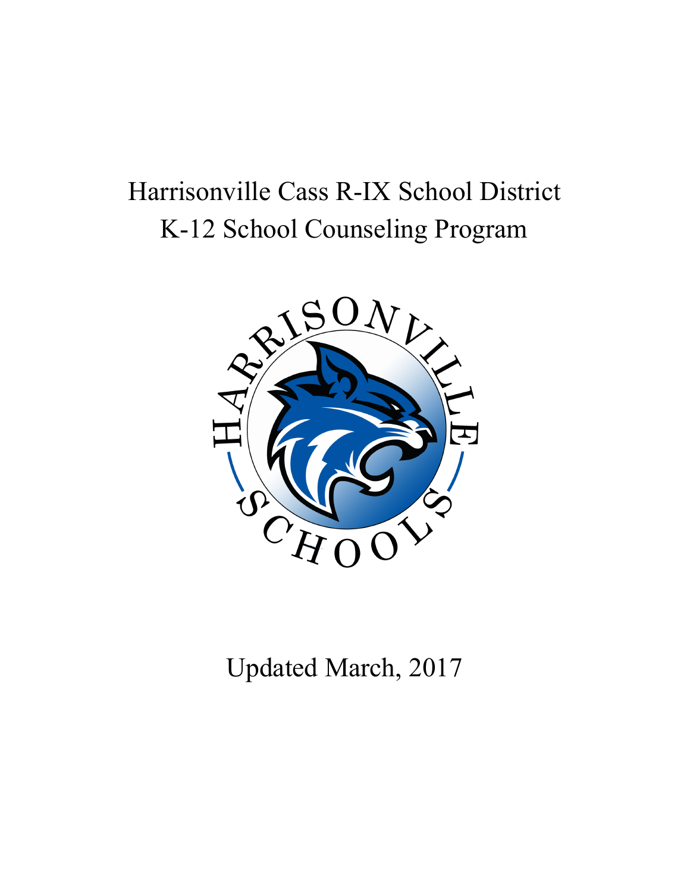# Harrisonville Cass R-IX School District
# K-12 School Counseling Program

Updated March, 2017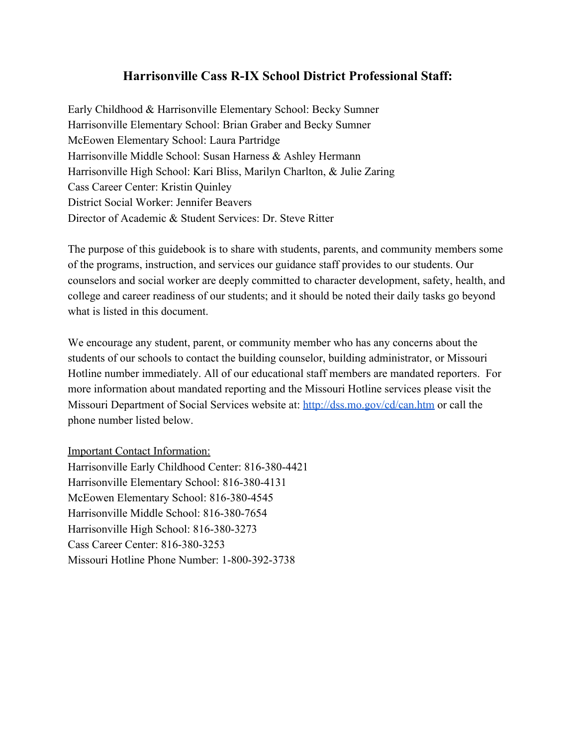## Harrisonville Cass R-IX School District Professional Staff:

Early Childhood & Harrisonville Elementary School: Becky Sumner
Harrisonville Elementary School: Brian Graber and Becky Sumner
McEowen Elementary School: Laura Partridge
Harrisonville Middle School: Susan Harness & Ashley Hermann
Harrisonville High School: Kari Bliss, Marilyn Charlton, & Julie Zaring
Cass Career Center: Kristin Quinley
District Social Worker: Jennifer Beavers
Director of Academic & Student Services: Dr. Steve Ritter

The purpose of this guidebook is to share with students, parents, and community members some of the programs, instruction, and services our guidance staff provides to our students. Our counselors and social worker are deeply committed to character development, safety, health, and college and career readiness of our students; and it should be noted their daily tasks go beyond what is listed in this document.

We encourage any student, parent, or community member who has any concerns about the students of our schools to contact the building counselor, building administrator, or Missouri Hotline number immediately. All of our educational staff members are mandated reporters. For more information about mandated reporting and the Missouri Hotline services please visit the Missouri Department of Social Services website at: [http://dss.mo.gov/cd/can.htm](http://dss.mo.gov/cd/can.htm) or call the phone number listed below.

<u>Important Contact Information:</u>
Harrisonville Early Childhood Center: 816-380-4421
Harrisonville Elementary School: 816-380-4131
McEowen Elementary School: 816-380-4545
Harrisonville Middle School: 816-380-7654
Harrisonville High School: 816-380-3273
Cass Career Center: 816-380-3253
Missouri Hotline Phone Number: 1-800-392-3738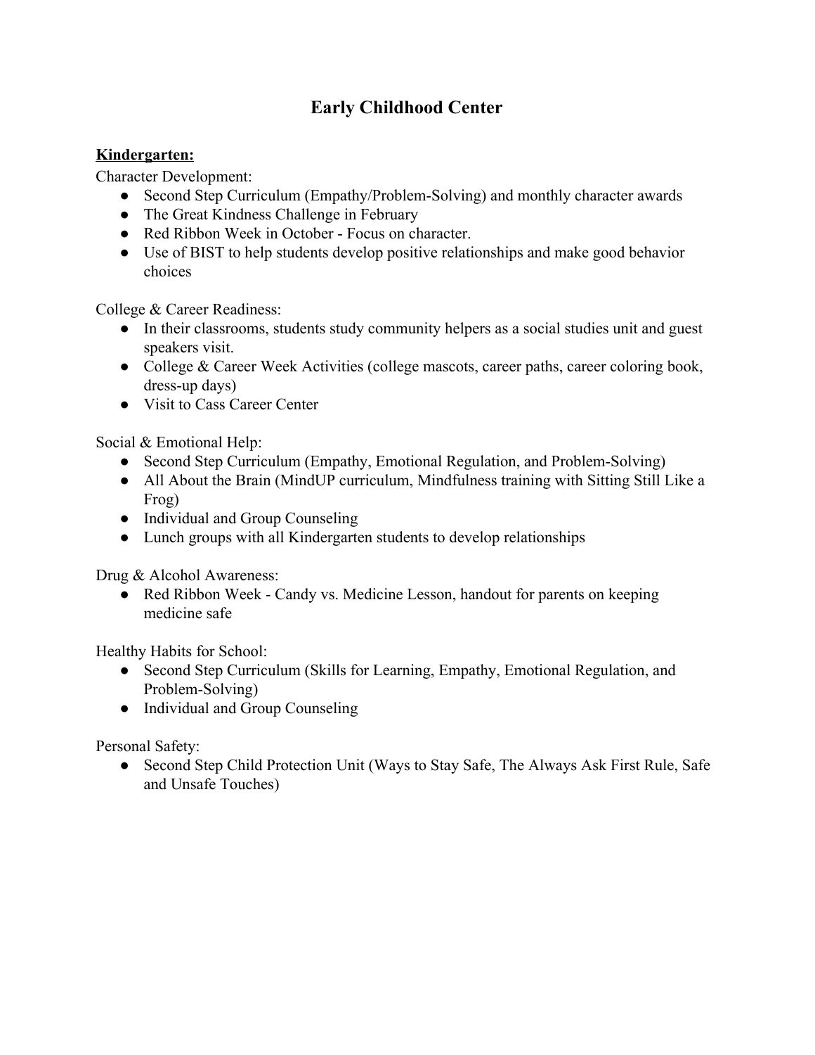# Early Childhood Center

**Kindergarten:**

Character Development:

- Second Step Curriculum (Empathy/Problem-Solving) and monthly character awards
- The Great Kindness Challenge in February
- Red Ribbon Week in October - Focus on character.
- Use of BIST to help students develop positive relationships and make good behavior choices

College & Career Readiness:

- In their classrooms, students study community helpers as a social studies unit and guest speakers visit.
- College & Career Week Activities (college mascots, career paths, career coloring book, dress-up days)
- Visit to Cass Career Center

Social & Emotional Help:

- Second Step Curriculum (Empathy, Emotional Regulation, and Problem-Solving)
- All About the Brain (MindUP curriculum, Mindfulness training with Sitting Still Like a Frog)
- Individual and Group Counseling
- Lunch groups with all Kindergarten students to develop relationships

Drug & Alcohol Awareness:

- Red Ribbon Week - Candy vs. Medicine Lesson, handout for parents on keeping medicine safe

Healthy Habits for School:

- Second Step Curriculum (Skills for Learning, Empathy, Emotional Regulation, and Problem-Solving)
- Individual and Group Counseling

Personal Safety:

- Second Step Child Protection Unit (Ways to Stay Safe, The Always Ask First Rule, Safe and Unsafe Touches)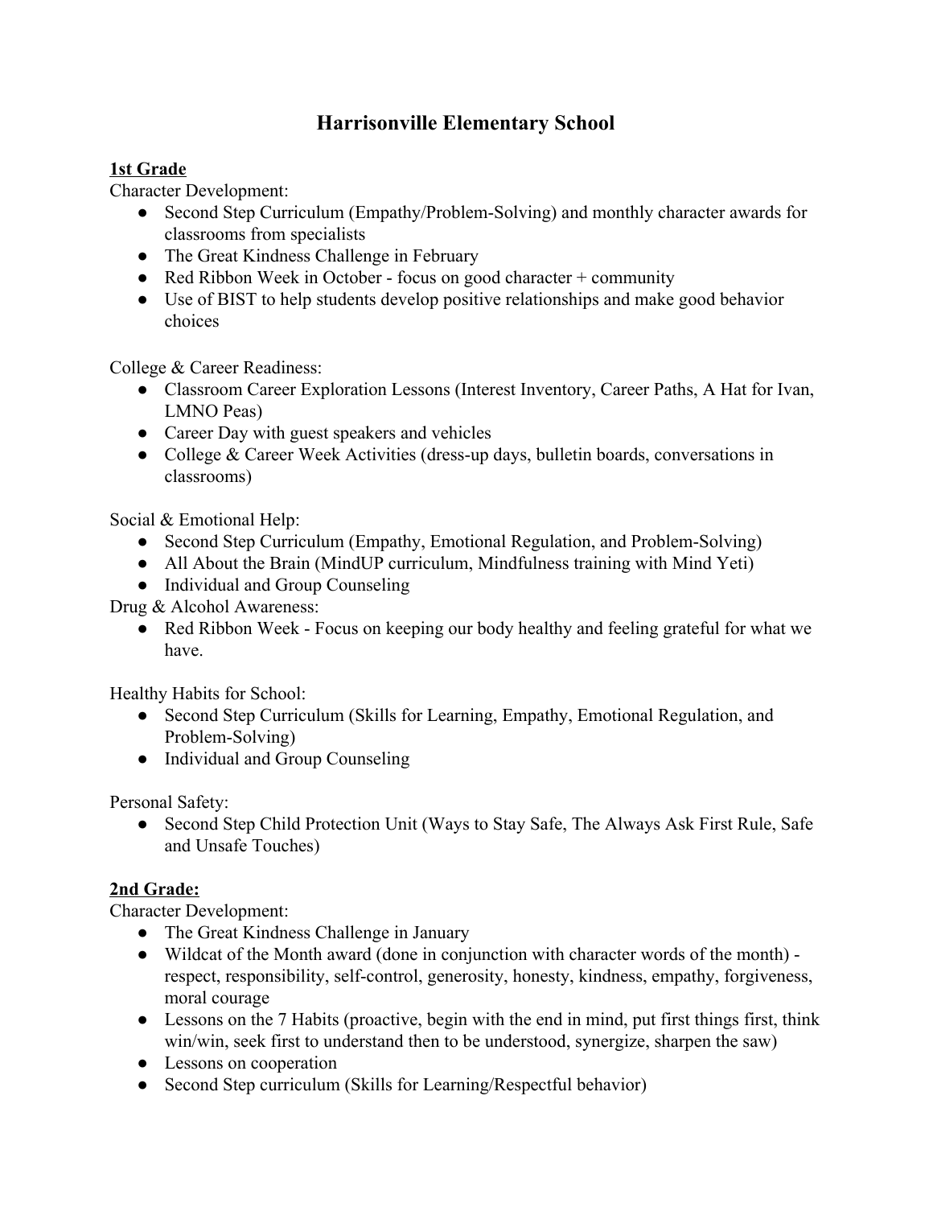# Harrisonville Elementary School

**1st Grade**

Character Development:

- Second Step Curriculum (Empathy/Problem-Solving) and monthly character awards for classrooms from specialists
- The Great Kindness Challenge in February
- Red Ribbon Week in October - focus on good character + community
- Use of BIST to help students develop positive relationships and make good behavior choices

College & Career Readiness:

- Classroom Career Exploration Lessons (Interest Inventory, Career Paths, A Hat for Ivan, LMNO Peas)
- Career Day with guest speakers and vehicles
- College & Career Week Activities (dress-up days, bulletin boards, conversations in classrooms)

Social & Emotional Help:

- Second Step Curriculum (Empathy, Emotional Regulation, and Problem-Solving)
- All About the Brain (MindUP curriculum, Mindfulness training with Mind Yeti)
- Individual and Group Counseling

Drug & Alcohol Awareness:

- Red Ribbon Week - Focus on keeping our body healthy and feeling grateful for what we have.

Healthy Habits for School:

- Second Step Curriculum (Skills for Learning, Empathy, Emotional Regulation, and Problem-Solving)
- Individual and Group Counseling

Personal Safety:

- Second Step Child Protection Unit (Ways to Stay Safe, The Always Ask First Rule, Safe and Unsafe Touches)

**2nd Grade:**

Character Development:

- The Great Kindness Challenge in January
- Wildcat of the Month award (done in conjunction with character words of the month) - respect, responsibility, self-control, generosity, honesty, kindness, empathy, forgiveness, moral courage
- Lessons on the 7 Habits (proactive, begin with the end in mind, put first things first, think win/win, seek first to understand then to be understood, synergize, sharpen the saw)
- Lessons on cooperation
- Second Step curriculum (Skills for Learning/Respectful behavior)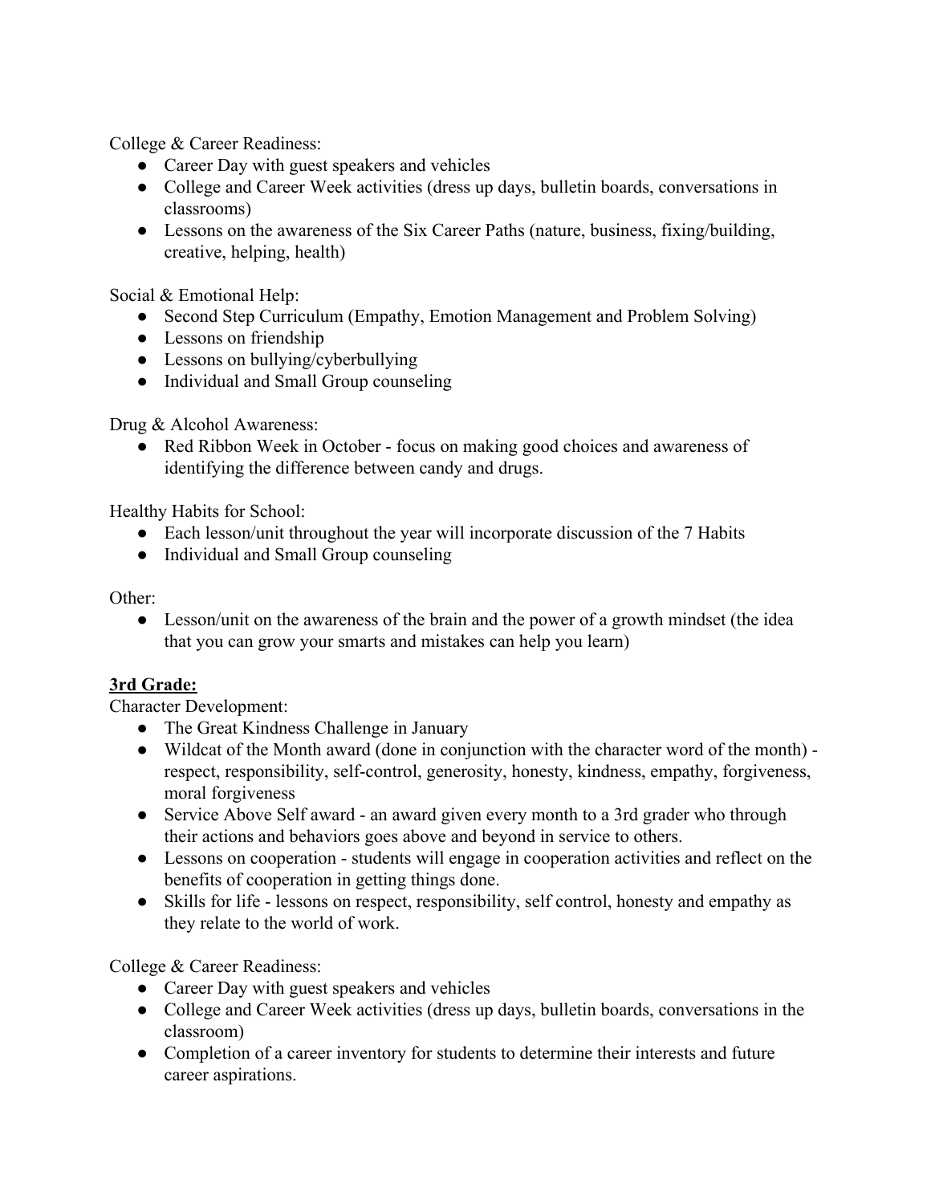College & Career Readiness:

- Career Day with guest speakers and vehicles
- College and Career Week activities (dress up days, bulletin boards, conversations in classrooms)
- Lessons on the awareness of the Six Career Paths (nature, business, fixing/building, creative, helping, health)

Social & Emotional Help:

- Second Step Curriculum (Empathy, Emotion Management and Problem Solving)
- Lessons on friendship
- Lessons on bullying/cyberbullying
- Individual and Small Group counseling

Drug & Alcohol Awareness:

- Red Ribbon Week in October - focus on making good choices and awareness of identifying the difference between candy and drugs.

Healthy Habits for School:

- Each lesson/unit throughout the year will incorporate discussion of the 7 Habits
- Individual and Small Group counseling

Other:

- Lesson/unit on the awareness of the brain and the power of a growth mindset (the idea that you can grow your smarts and mistakes can help you learn)

**3rd Grade:**

Character Development:

- The Great Kindness Challenge in January
- Wildcat of the Month award (done in conjunction with the character word of the month) - respect, responsibility, self-control, generosity, honesty, kindness, empathy, forgiveness, moral forgiveness
- Service Above Self award - an award given every month to a 3rd grader who through their actions and behaviors goes above and beyond in service to others.
- Lessons on cooperation - students will engage in cooperation activities and reflect on the benefits of cooperation in getting things done.
- Skills for life - lessons on respect, responsibility, self control, honesty and empathy as they relate to the world of work.

College & Career Readiness:

- Career Day with guest speakers and vehicles
- College and Career Week activities (dress up days, bulletin boards, conversations in the classroom)
- Completion of a career inventory for students to determine their interests and future career aspirations.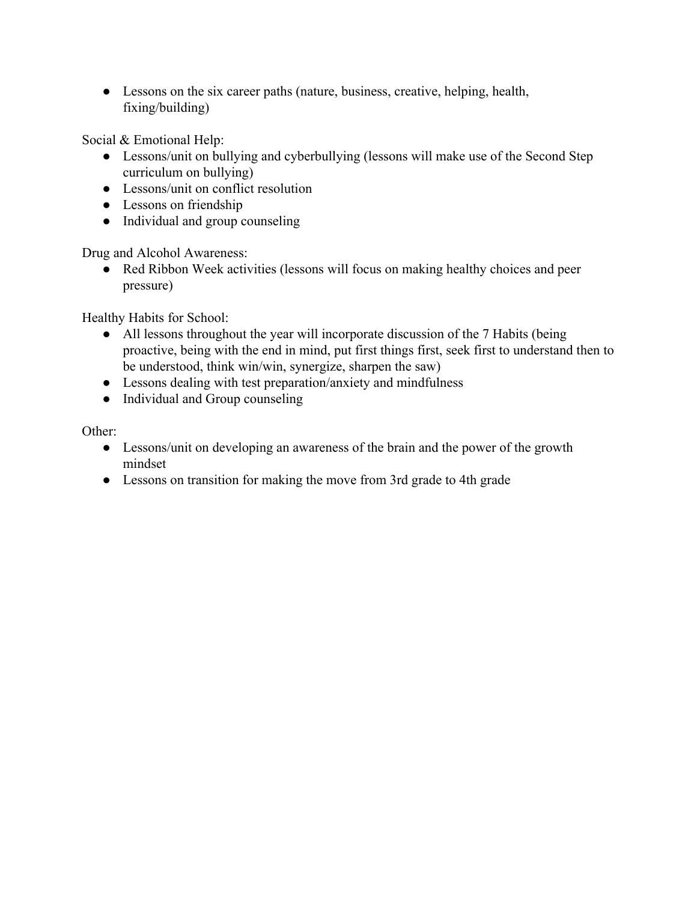- Lessons on the six career paths (nature, business, creative, helping, health, fixing/building)

Social & Emotional Help:

- Lessons/unit on bullying and cyberbullying (lessons will make use of the Second Step curriculum on bullying)
- Lessons/unit on conflict resolution
- Lessons on friendship
- Individual and group counseling

Drug and Alcohol Awareness:

- Red Ribbon Week activities (lessons will focus on making healthy choices and peer pressure)

Healthy Habits for School:

- All lessons throughout the year will incorporate discussion of the 7 Habits (being proactive, being with the end in mind, put first things first, seek first to understand then to be understood, think win/win, synergize, sharpen the saw)
- Lessons dealing with test preparation/anxiety and mindfulness
- Individual and Group counseling

Other:

- Lessons/unit on developing an awareness of the brain and the power of the growth mindset
- Lessons on transition for making the move from 3rd grade to 4th grade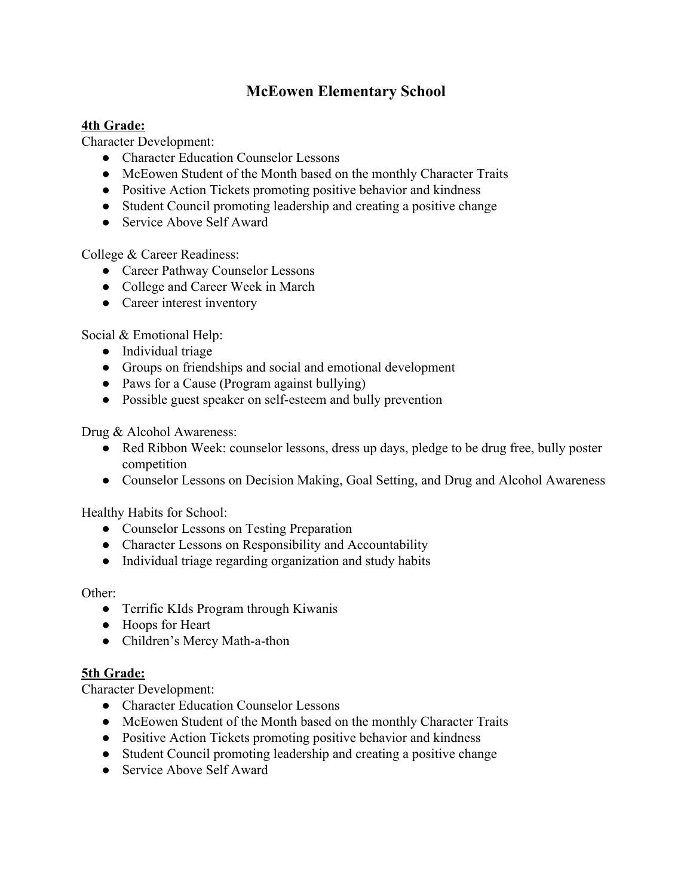# McEowen Elementary School

**4th Grade:**

Character Development:

- Character Education Counselor Lessons
- McEowen Student of the Month based on the monthly Character Traits
- Positive Action Tickets promoting positive behavior and kindness
- Student Council promoting leadership and creating a positive change
- Service Above Self Award

College & Career Readiness:

- Career Pathway Counselor Lessons
- College and Career Week in March
- Career interest inventory

Social & Emotional Help:

- Individual triage
- Groups on friendships and social and emotional development
- Paws for a Cause (Program against bullying)
- Possible guest speaker on self-esteem and bully prevention

Drug & Alcohol Awareness:

- Red Ribbon Week: counselor lessons, dress up days, pledge to be drug free, bully poster competition
- Counselor Lessons on Decision Making, Goal Setting, and Drug and Alcohol Awareness

Healthy Habits for School:

- Counselor Lessons on Testing Preparation
- Character Lessons on Responsibility and Accountability
- Individual triage regarding organization and study habits

Other:

- Terrific KIds Program through Kiwanis
- Hoops for Heart
- Children's Mercy Math-a-thon

**5th Grade:**

Character Development:

- Character Education Counselor Lessons
- McEowen Student of the Month based on the monthly Character Traits
- Positive Action Tickets promoting positive behavior and kindness
- Student Council promoting leadership and creating a positive change
- Service Above Self Award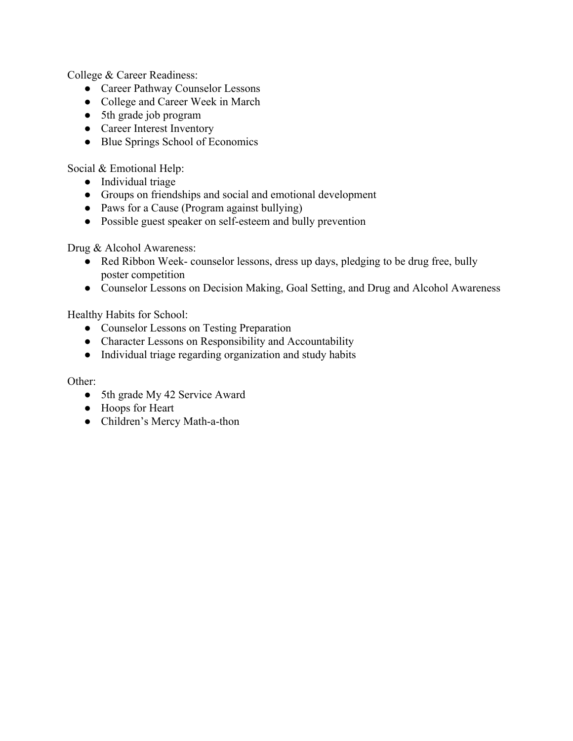College & Career Readiness:

- Career Pathway Counselor Lessons
- College and Career Week in March
- 5th grade job program
- Career Interest Inventory
- Blue Springs School of Economics

Social & Emotional Help:

- Individual triage
- Groups on friendships and social and emotional development
- Paws for a Cause (Program against bullying)
- Possible guest speaker on self-esteem and bully prevention

Drug & Alcohol Awareness:

- Red Ribbon Week- counselor lessons, dress up days, pledging to be drug free, bully poster competition
- Counselor Lessons on Decision Making, Goal Setting, and Drug and Alcohol Awareness

Healthy Habits for School:

- Counselor Lessons on Testing Preparation
- Character Lessons on Responsibility and Accountability
- Individual triage regarding organization and study habits

Other:

- 5th grade My 42 Service Award
- Hoops for Heart
- Children's Mercy Math-a-thon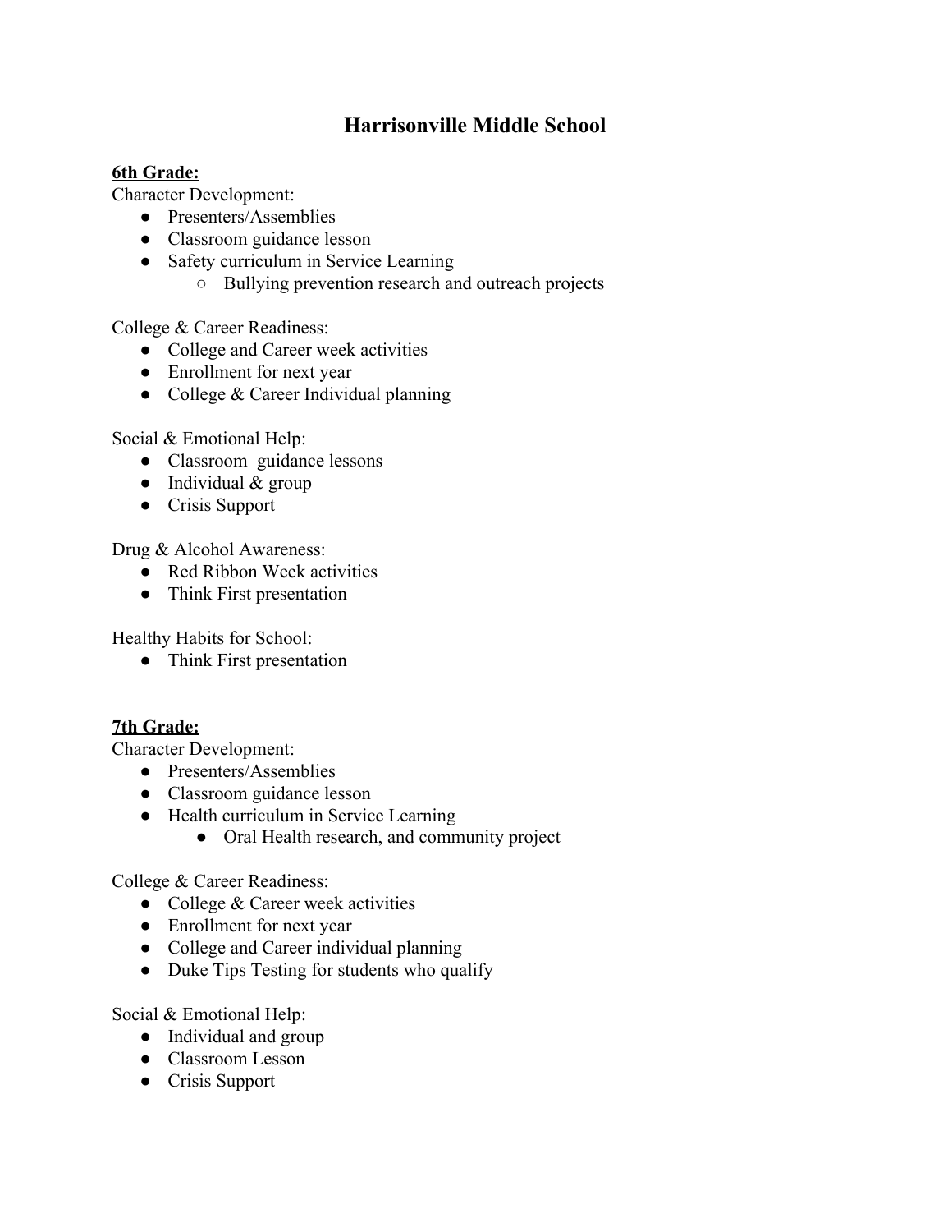# Harrisonville Middle School

**6th Grade:**

Character Development:

- Presenters/Assemblies
- Classroom guidance lesson
- Safety curriculum in Service Learning
  - Bullying prevention research and outreach projects

College & Career Readiness:

- College and Career week activities
- Enrollment for next year
- College & Career Individual planning

Social & Emotional Help:

- Classroom guidance lessons
- Individual & group
- Crisis Support

Drug & Alcohol Awareness:

- Red Ribbon Week activities
- Think First presentation

Healthy Habits for School:

- Think First presentation

**7th Grade:**

Character Development:

- Presenters/Assemblies
- Classroom guidance lesson
- Health curriculum in Service Learning
  - Oral Health research, and community project

College & Career Readiness:

- College & Career week activities
- Enrollment for next year
- College and Career individual planning
- Duke Tips Testing for students who qualify

Social & Emotional Help:

- Individual and group
- Classroom Lesson
- Crisis Support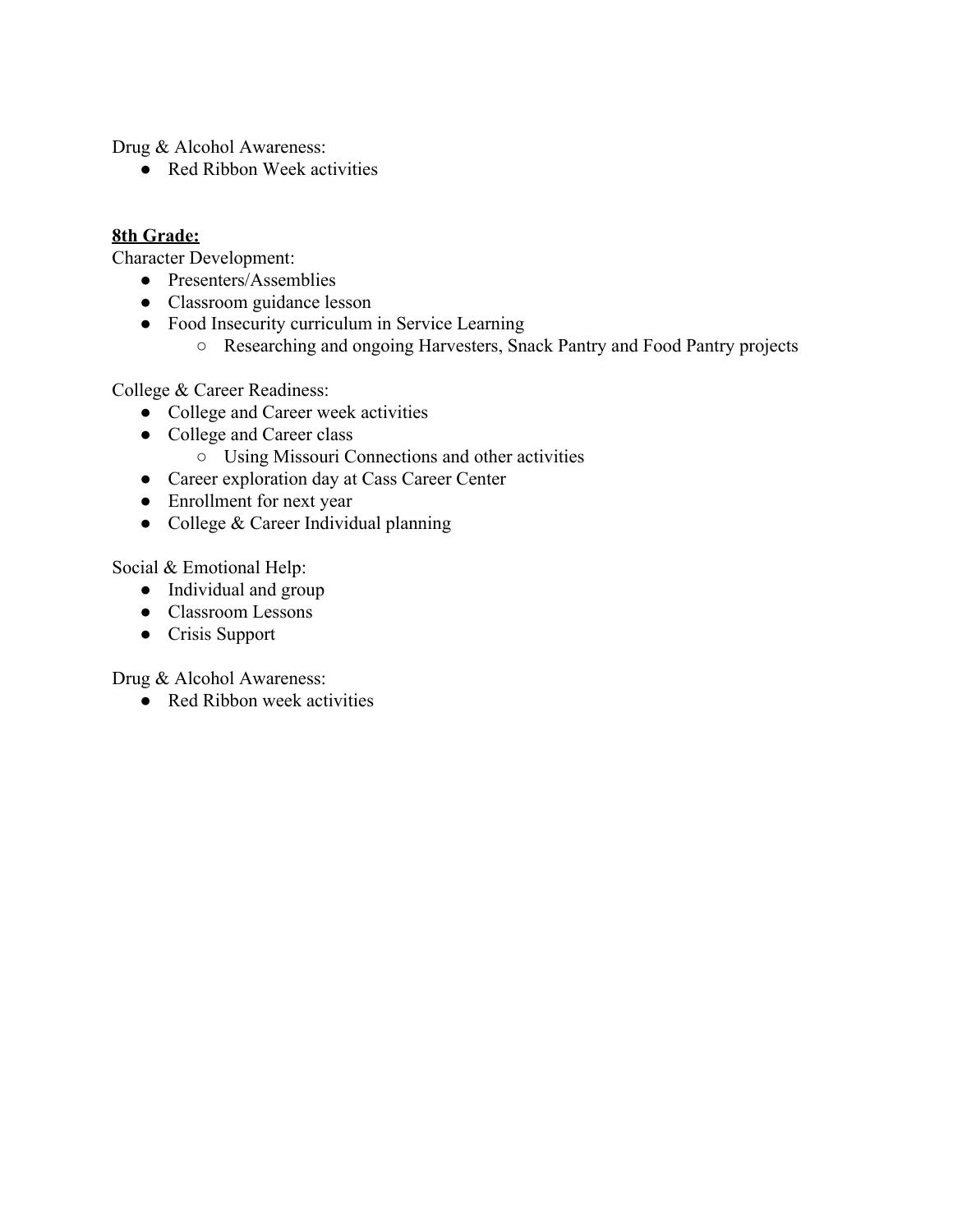Drug & Alcohol Awareness:

- Red Ribbon Week activities

**8th Grade:**

Character Development:

- Presenters/Assemblies
- Classroom guidance lesson
- Food Insecurity curriculum in Service Learning
    - Researching and ongoing Harvesters, Snack Pantry and Food Pantry projects

College & Career Readiness:

- College and Career week activities
- College and Career class
    - Using Missouri Connections and other activities
- Career exploration day at Cass Career Center
- Enrollment for next year
- College & Career Individual planning

Social & Emotional Help:

- Individual and group
- Classroom Lessons
- Crisis Support

Drug & Alcohol Awareness:

- Red Ribbon week activities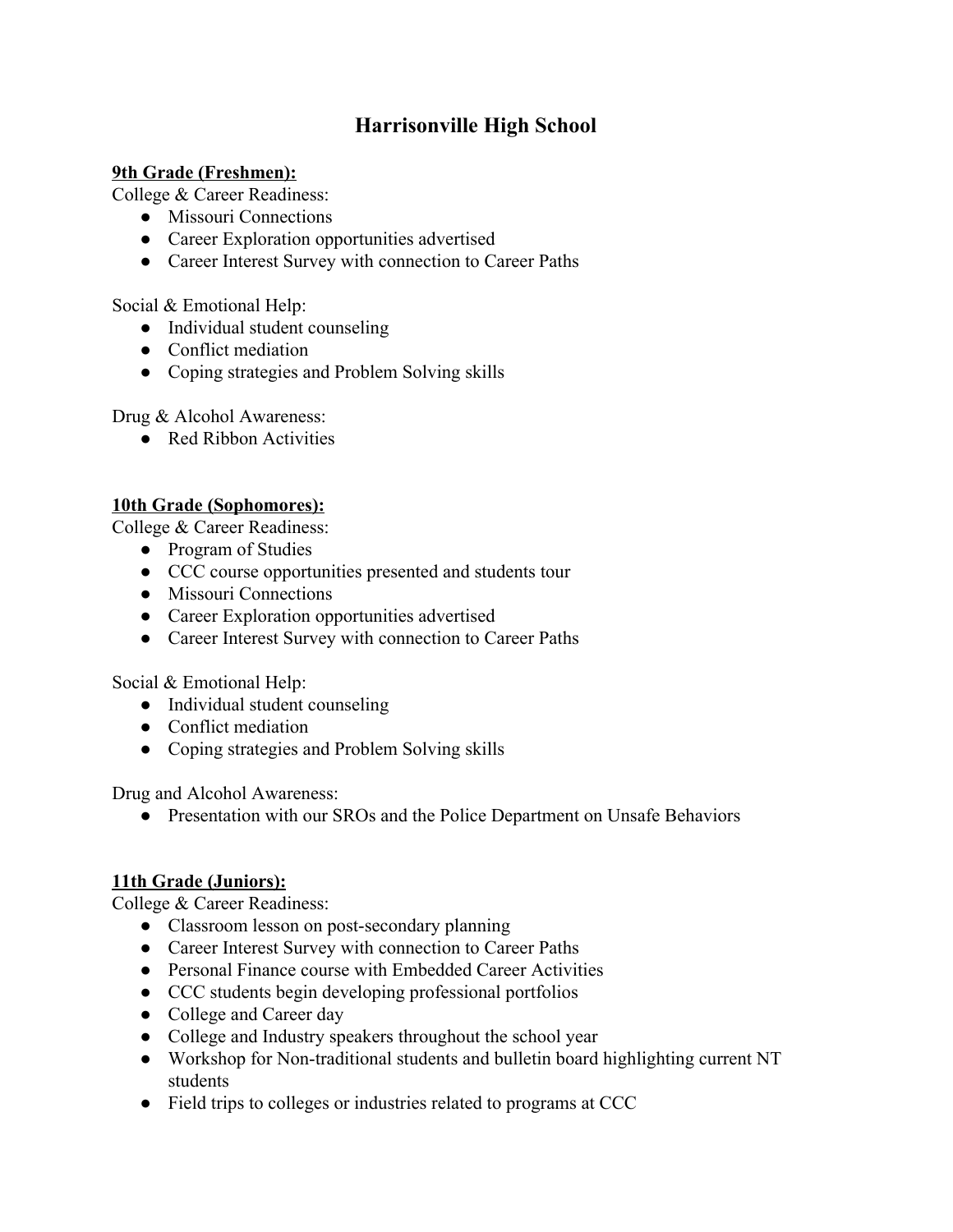# Harrisonville High School

**9th Grade (Freshmen):**

College & Career Readiness:

- Missouri Connections
- Career Exploration opportunities advertised
- Career Interest Survey with connection to Career Paths

Social & Emotional Help:

- Individual student counseling
- Conflict mediation
- Coping strategies and Problem Solving skills

Drug & Alcohol Awareness:

- Red Ribbon Activities

**10th Grade (Sophomores):**

College & Career Readiness:

- Program of Studies
- CCC course opportunities presented and students tour
- Missouri Connections
- Career Exploration opportunities advertised
- Career Interest Survey with connection to Career Paths

Social & Emotional Help:

- Individual student counseling
- Conflict mediation
- Coping strategies and Problem Solving skills

Drug and Alcohol Awareness:

- Presentation with our SROs and the Police Department on Unsafe Behaviors

**11th Grade (Juniors):**

College & Career Readiness:

- Classroom lesson on post-secondary planning
- Career Interest Survey with connection to Career Paths
- Personal Finance course with Embedded Career Activities
- CCC students begin developing professional portfolios
- College and Career day
- College and Industry speakers throughout the school year
- Workshop for Non-traditional students and bulletin board highlighting current NT students
- Field trips to colleges or industries related to programs at CCC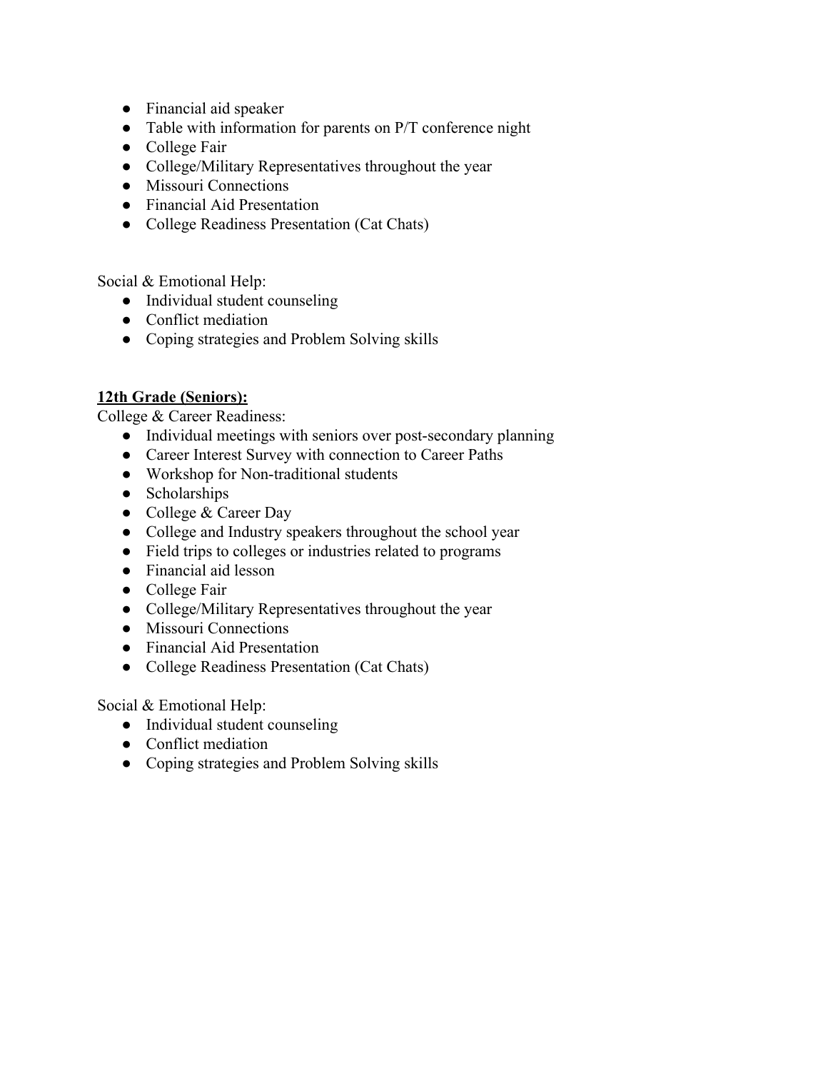- Financial aid speaker
- Table with information for parents on P/T conference night
- College Fair
- College/Military Representatives throughout the year
- Missouri Connections
- Financial Aid Presentation
- College Readiness Presentation (Cat Chats)

Social & Emotional Help:

- Individual student counseling
- Conflict mediation
- Coping strategies and Problem Solving skills

**12th Grade (Seniors):**

College & Career Readiness:

- Individual meetings with seniors over post-secondary planning
- Career Interest Survey with connection to Career Paths
- Workshop for Non-traditional students
- Scholarships
- College & Career Day
- College and Industry speakers throughout the school year
- Field trips to colleges or industries related to programs
- Financial aid lesson
- College Fair
- College/Military Representatives throughout the year
- Missouri Connections
- Financial Aid Presentation
- College Readiness Presentation (Cat Chats)

Social & Emotional Help:

- Individual student counseling
- Conflict mediation
- Coping strategies and Problem Solving skills